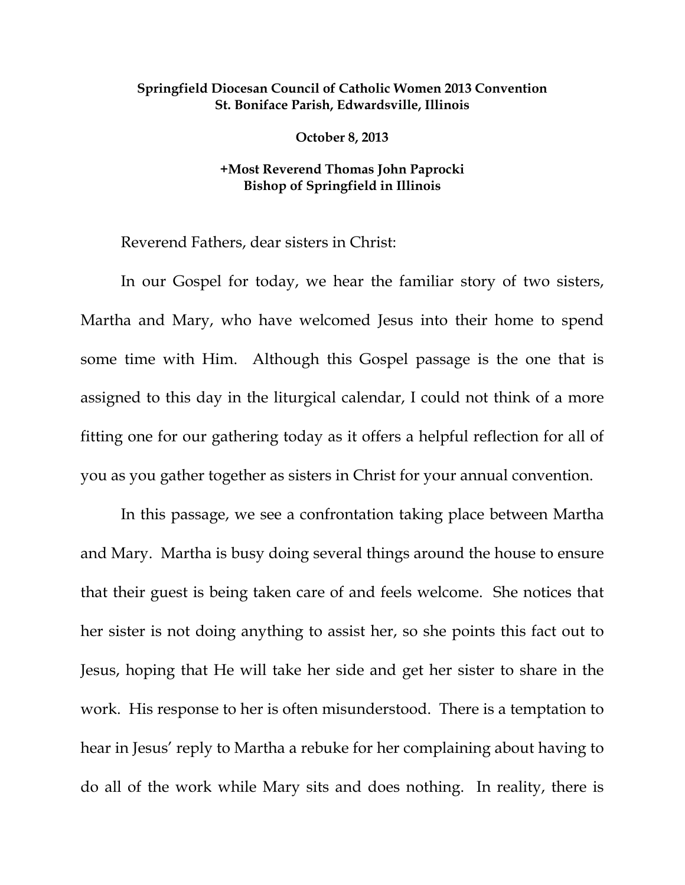**Springfield Diocesan Council of Catholic Women 2013 Convention**
**St. Boniface Parish, Edwardsville, Illinois**

**October 8, 2013**

**+Most Reverend Thomas John Paprocki**
**Bishop of Springfield in Illinois**

Reverend Fathers, dear sisters in Christ:

In our Gospel for today, we hear the familiar story of two sisters, Martha and Mary, who have welcomed Jesus into their home to spend some time with Him. Although this Gospel passage is the one that is assigned to this day in the liturgical calendar, I could not think of a more fitting one for our gathering today as it offers a helpful reflection for all of you as you gather together as sisters in Christ for your annual convention.

In this passage, we see a confrontation taking place between Martha and Mary. Martha is busy doing several things around the house to ensure that their guest is being taken care of and feels welcome. She notices that her sister is not doing anything to assist her, so she points this fact out to Jesus, hoping that He will take her side and get her sister to share in the work. His response to her is often misunderstood. There is a temptation to hear in Jesus' reply to Martha a rebuke for her complaining about having to do all of the work while Mary sits and does nothing. In reality, there is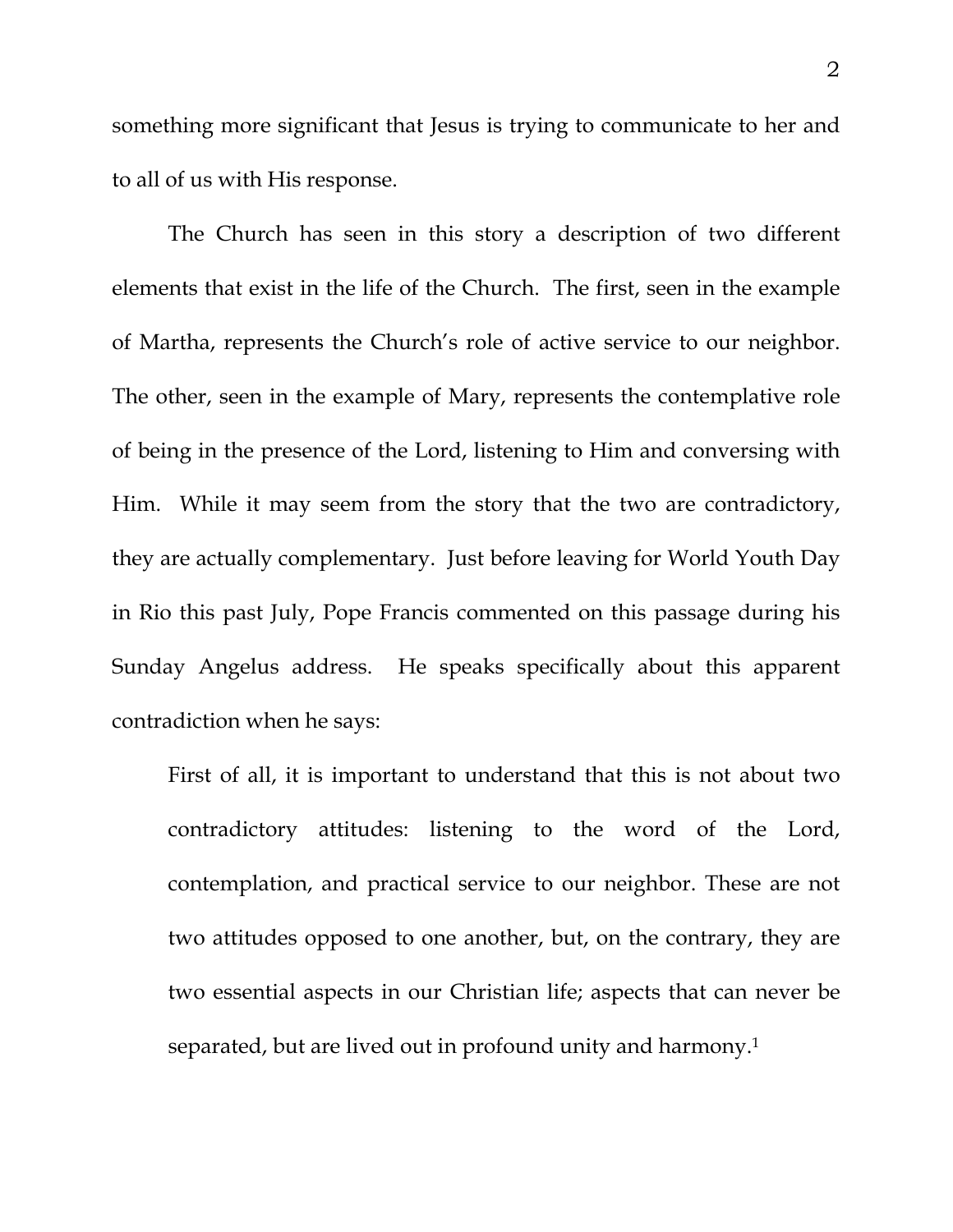something more significant that Jesus is trying to communicate to her and to all of us with His response.

The Church has seen in this story a description of two different elements that exist in the life of the Church. The first, seen in the example of Martha, represents the Church's role of active service to our neighbor. The other, seen in the example of Mary, represents the contemplative role of being in the presence of the Lord, listening to Him and conversing with Him. While it may seem from the story that the two are contradictory, they are actually complementary. Just before leaving for World Youth Day in Rio this past July, Pope Francis commented on this passage during his Sunday Angelus address. He speaks specifically about this apparent contradiction when he says:

> First of all, it is important to understand that this is not about two contradictory attitudes: listening to the word of the Lord, contemplation, and practical service to our neighbor. These are not two attitudes opposed to one another, but, on the contrary, they are two essential aspects in our Christian life; aspects that can never be separated, but are lived out in profound unity and harmony.[1]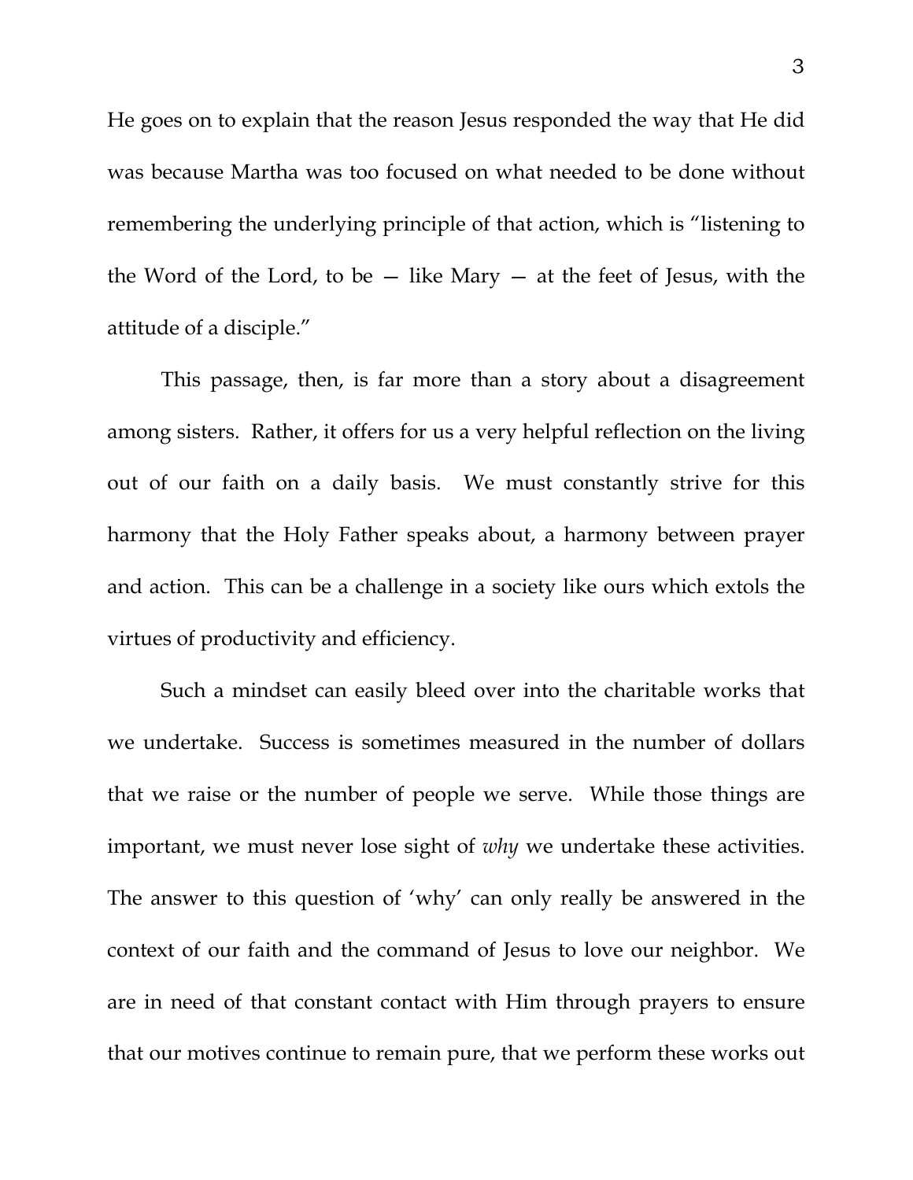He goes on to explain that the reason Jesus responded the way that He did was because Martha was too focused on what needed to be done without remembering the underlying principle of that action, which is "listening to the Word of the Lord, to be — like Mary — at the feet of Jesus, with the attitude of a disciple."

This passage, then, is far more than a story about a disagreement among sisters. Rather, it offers for us a very helpful reflection on the living out of our faith on a daily basis. We must constantly strive for this harmony that the Holy Father speaks about, a harmony between prayer and action. This can be a challenge in a society like ours which extols the virtues of productivity and efficiency.

Such a mindset can easily bleed over into the charitable works that we undertake. Success is sometimes measured in the number of dollars that we raise or the number of people we serve. While those things are important, we must never lose sight of *why* we undertake these activities. The answer to this question of 'why' can only really be answered in the context of our faith and the command of Jesus to love our neighbor. We are in need of that constant contact with Him through prayers to ensure that our motives continue to remain pure, that we perform these works out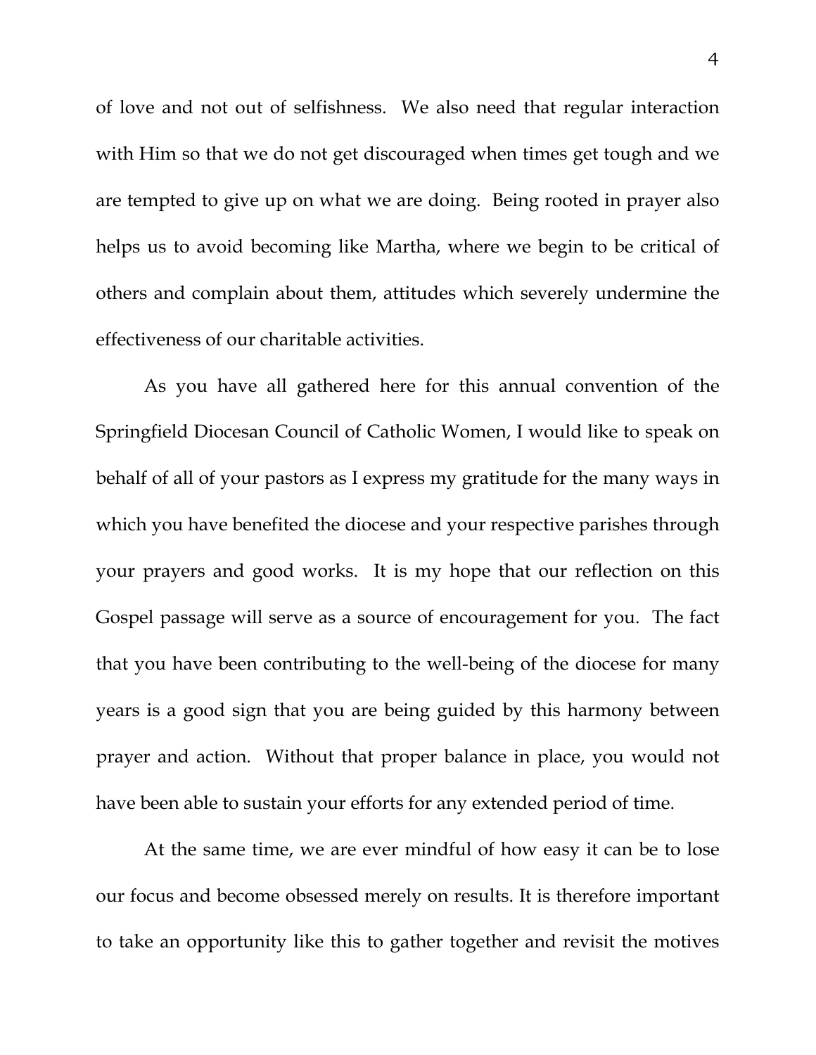of love and not out of selfishness. We also need that regular interaction with Him so that we do not get discouraged when times get tough and we are tempted to give up on what we are doing. Being rooted in prayer also helps us to avoid becoming like Martha, where we begin to be critical of others and complain about them, attitudes which severely undermine the effectiveness of our charitable activities.

As you have all gathered here for this annual convention of the Springfield Diocesan Council of Catholic Women, I would like to speak on behalf of all of your pastors as I express my gratitude for the many ways in which you have benefited the diocese and your respective parishes through your prayers and good works. It is my hope that our reflection on this Gospel passage will serve as a source of encouragement for you. The fact that you have been contributing to the well-being of the diocese for many years is a good sign that you are being guided by this harmony between prayer and action. Without that proper balance in place, you would not have been able to sustain your efforts for any extended period of time.

At the same time, we are ever mindful of how easy it can be to lose our focus and become obsessed merely on results. It is therefore important to take an opportunity like this to gather together and revisit the motives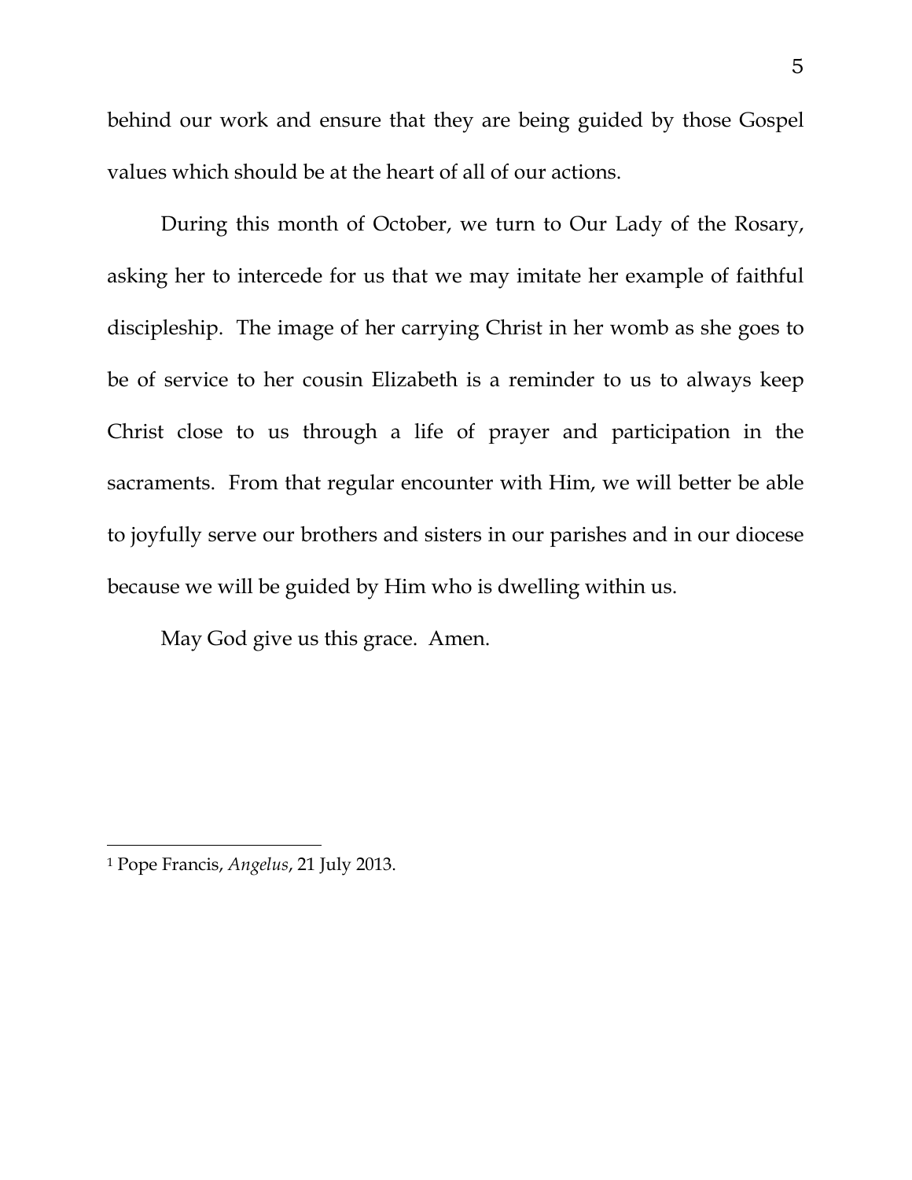behind our work and ensure that they are being guided by those Gospel values which should be at the heart of all of our actions.

During this month of October, we turn to Our Lady of the Rosary, asking her to intercede for us that we may imitate her example of faithful discipleship. The image of her carrying Christ in her womb as she goes to be of service to her cousin Elizabeth is a reminder to us to always keep Christ close to us through a life of prayer and participation in the sacraments. From that regular encounter with Him, we will better be able to joyfully serve our brothers and sisters in our parishes and in our diocese because we will be guided by Him who is dwelling within us.

May God give us this grace. Amen.

---

[1] Pope Francis, *Angelus*, 21 July 2013.